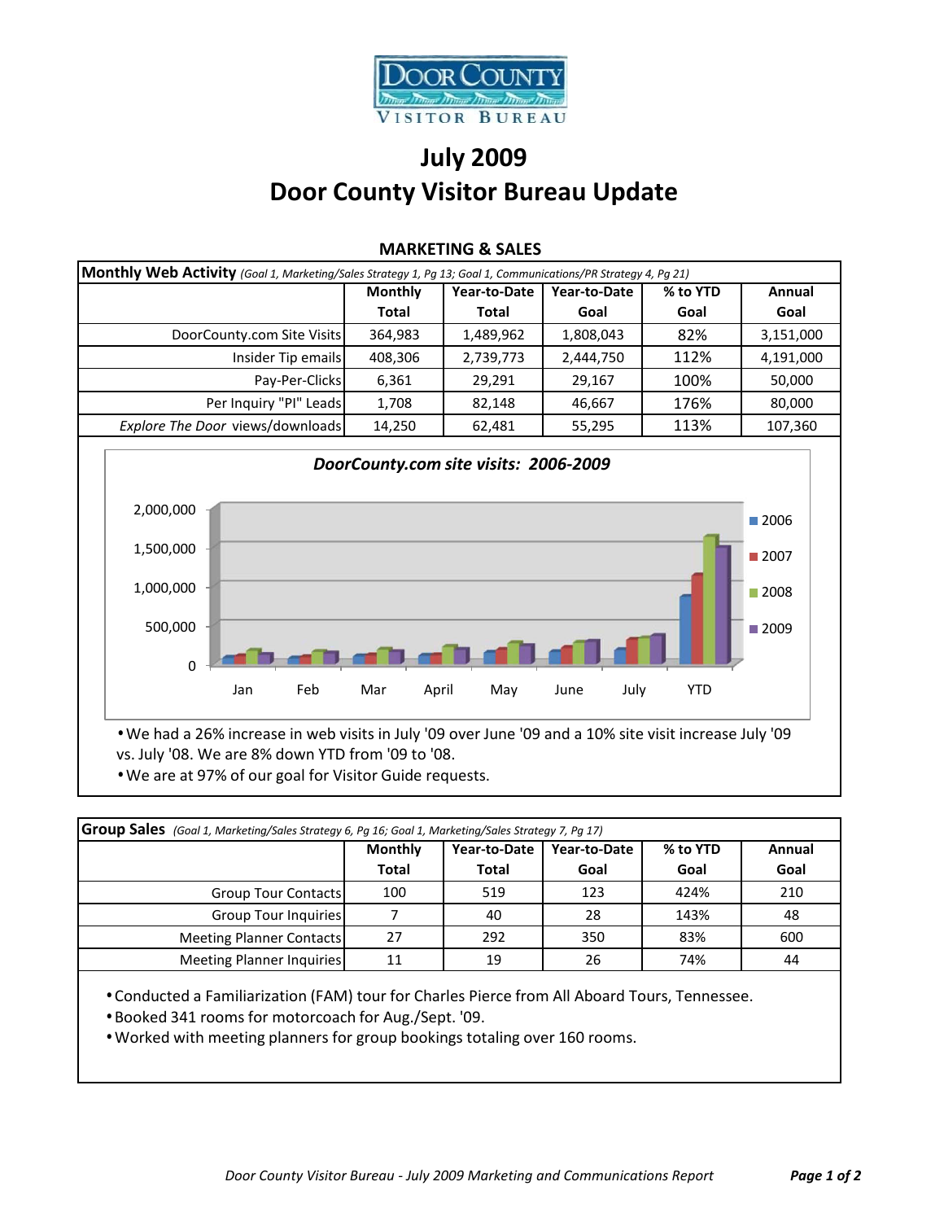# July 2009
# Door County Visitor Bureau Update

## MARKETING & SALES

**Monthly Web Activity** *(Goal 1, Marketing/Sales Strategy 1, Pg 13; Goal 1, Communications/PR Strategy 4, Pg 21)*

| | Monthly Total | Year-to-Date Total | Year-to-Date Goal | % to YTD Goal | Annual Goal |
|---|---|---|---|---|---|
| DoorCounty.com Site Visits | 364,983 | 1,489,962 | 1,808,043 | 82% | 3,151,000 |
| Insider Tip emails | 408,306 | 2,739,773 | 2,444,750 | 112% | 4,191,000 |
| Pay-Per-Clicks | 6,361 | 29,291 | 29,167 | 100% | 50,000 |
| Per Inquiry "PI" Leads | 1,708 | 82,148 | 46,667 | 176% | 80,000 |
| *Explore The Door* views/downloads | 14,250 | 62,481 | 55,295 | 113% | 107,360 |

*DoorCounty.com site visits: 2006-2009*

- We had a 26% increase in web visits in July '09 over June '09 and a 10% site visit increase July '09 vs. July '08. We are 8% down YTD from '09 to '08.
- We are at 97% of our goal for Visitor Guide requests.

**Group Sales** *(Goal 1, Marketing/Sales Strategy 6, Pg 16; Goal 1, Marketing/Sales Strategy 7, Pg 17)*

| | Monthly Total | Year-to-Date Total | Year-to-Date Goal | % to YTD Goal | Annual Goal |
|---|---|---|---|---|---|
| Group Tour Contacts | 100 | 519 | 123 | 424% | 210 |
| Group Tour Inquiries | 7 | 40 | 28 | 143% | 48 |
| Meeting Planner Contacts | 27 | 292 | 350 | 83% | 600 |
| Meeting Planner Inquiries | 11 | 19 | 26 | 74% | 44 |

- Conducted a Familiarization (FAM) tour for Charles Pierce from All Aboard Tours, Tennessee.
- Booked 341 rooms for motorcoach for Aug./Sept. '09.
- Worked with meeting planners for group bookings totaling over 160 rooms.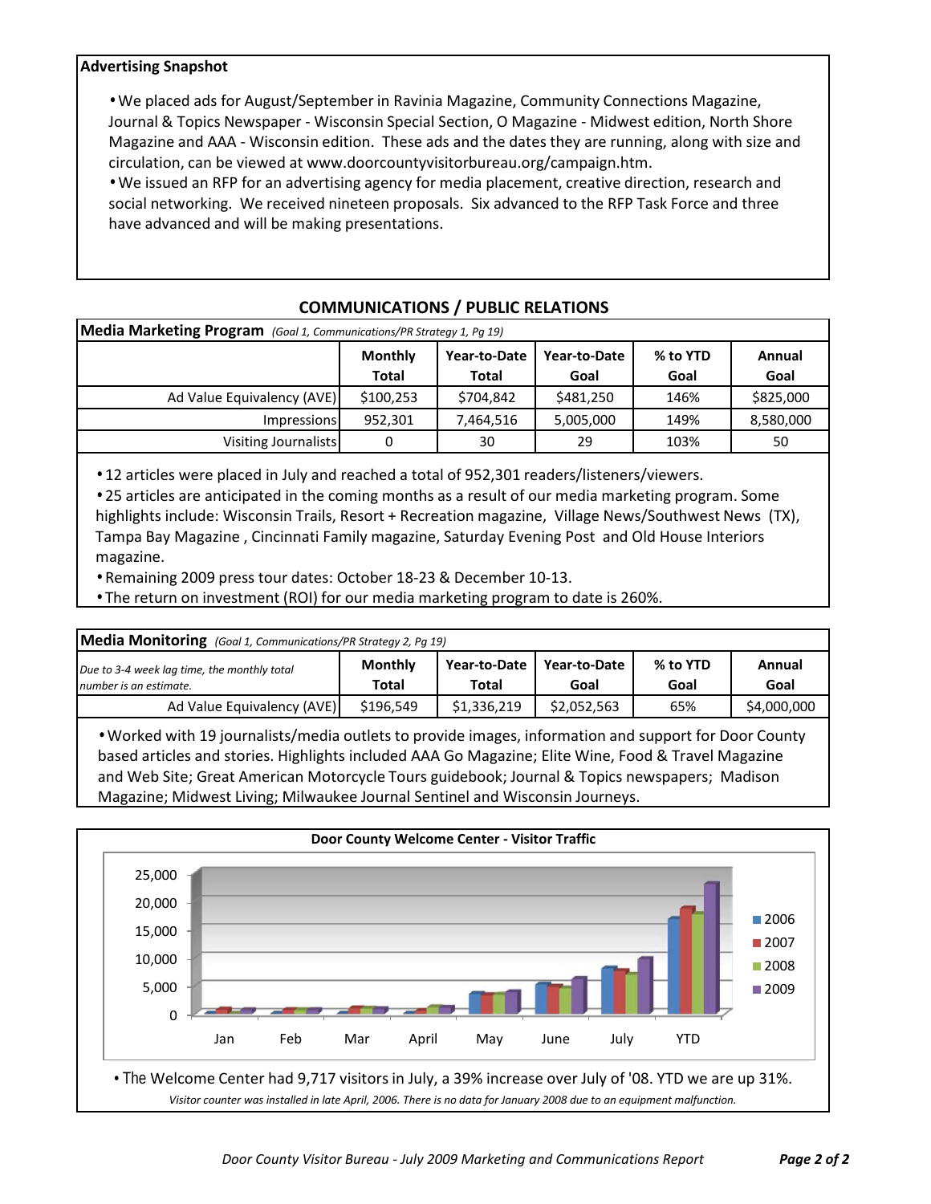**Advertising Snapshot**

- We placed ads for August/September in Ravinia Magazine, Community Connections Magazine, Journal & Topics Newspaper - Wisconsin Special Section, O Magazine - Midwest edition, North Shore Magazine and AAA - Wisconsin edition. These ads and the dates they are running, along with size and circulation, can be viewed at www.doorcountyvisitorbureau.org/campaign.htm.
- We issued an RFP for an advertising agency for media placement, creative direction, research and social networking. We received nineteen proposals. Six advanced to the RFP Task Force and three have advanced and will be making presentations.

## COMMUNICATIONS / PUBLIC RELATIONS

**Media Marketing Program** *(Goal 1, Communications/PR Strategy 1, Pg 19)*

| | Monthly Total | Year-to-Date Total | Year-to-Date Goal | % to YTD Goal | Annual Goal |
|---|---|---|---|---|---|
| Ad Value Equivalency (AVE) | $100,253 | $704,842 | $481,250 | 146% | $825,000 |
| Impressions | 952,301 | 7,464,516 | 5,005,000 | 149% | 8,580,000 |
| Visiting Journalists | 0 | 30 | 29 | 103% | 50 |

- 12 articles were placed in July and reached a total of 952,301 readers/listeners/viewers.
- 25 articles are anticipated in the coming months as a result of our media marketing program. Some highlights include: Wisconsin Trails, Resort + Recreation magazine, Village News/Southwest News (TX), Tampa Bay Magazine , Cincinnati Family magazine, Saturday Evening Post and Old House Interiors magazine.
- Remaining 2009 press tour dates: October 18-23 & December 10-13.
- The return on investment (ROI) for our media marketing program to date is 260%.

**Media Monitoring** *(Goal 1, Communications/PR Strategy 2, Pg 19)*

| *Due to 3-4 week lag time, the monthly total number is an estimate.* | Monthly Total | Year-to-Date Total | Year-to-Date Goal | % to YTD Goal | Annual Goal |
|---|---|---|---|---|---|
| Ad Value Equivalency (AVE) | $196,549 | $1,336,219 | $2,052,563 | 65% | $4,000,000 |

- Worked with 19 journalists/media outlets to provide images, information and support for Door County based articles and stories. Highlights included AAA Go Magazine; Elite Wine, Food & Travel Magazine and Web Site; Great American Motorcycle Tours guidebook; Journal & Topics newspapers; Madison Magazine; Midwest Living; Milwaukee Journal Sentinel and Wisconsin Journeys.

**Door County Welcome Center - Visitor Traffic**

25,000
20,000
15,000
10,000
5,000
0

Jan Feb Mar April May June July YTD

2006
2007
2008
2009

- The Welcome Center had 9,717 visitors in July, a 39% increase over July of '08. YTD we are up 31%.

*Visitor counter was installed in late April, 2006. There is no data for January 2008 due to an equipment malfunction.*